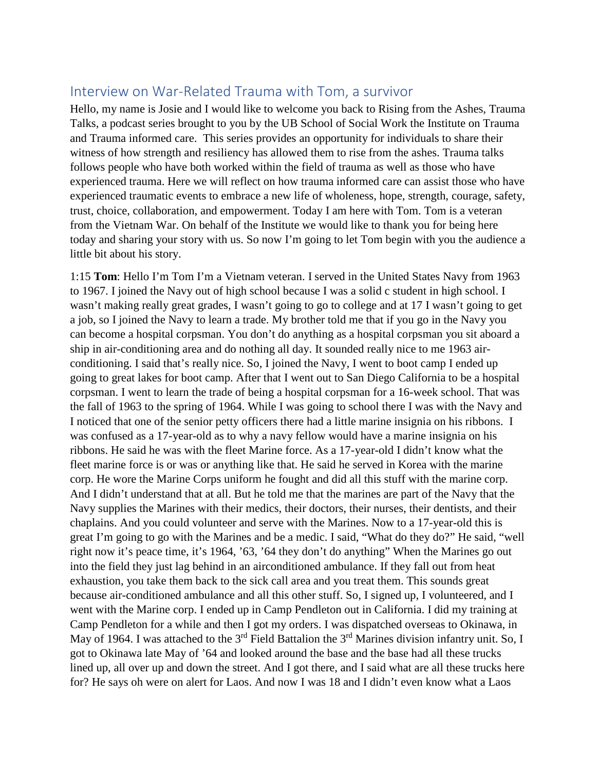## Interview on War-Related Trauma with Tom, a survivor

Hello, my name is Josie and I would like to welcome you back to Rising from the Ashes, Trauma Talks, a podcast series brought to you by the UB School of Social Work the Institute on Trauma and Trauma informed care. This series provides an opportunity for individuals to share their witness of how strength and resiliency has allowed them to rise from the ashes. Trauma talks follows people who have both worked within the field of trauma as well as those who have experienced trauma. Here we will reflect on how trauma informed care can assist those who have experienced traumatic events to embrace a new life of wholeness, hope, strength, courage, safety, trust, choice, collaboration, and empowerment. Today I am here with Tom. Tom is a veteran from the Vietnam War. On behalf of the Institute we would like to thank you for being here today and sharing your story with us. So now I'm going to let Tom begin with you the audience a little bit about his story.

1:15 **Tom**: Hello I'm Tom I'm a Vietnam veteran. I served in the United States Navy from 1963 to 1967. I joined the Navy out of high school because I was a solid c student in high school. I wasn't making really great grades, I wasn't going to go to college and at 17 I wasn't going to get a job, so I joined the Navy to learn a trade. My brother told me that if you go in the Navy you can become a hospital corpsman. You don't do anything as a hospital corpsman you sit aboard a ship in air-conditioning area and do nothing all day. It sounded really nice to me 1963 air-conditioning. I said that's really nice. So, I joined the Navy, I went to boot camp I ended up going to great lakes for boot camp. After that I went out to San Diego California to be a hospital corpsman. I went to learn the trade of being a hospital corpsman for a 16-week school. That was the fall of 1963 to the spring of 1964. While I was going to school there I was with the Navy and I noticed that one of the senior petty officers there had a little marine insignia on his ribbons. I was confused as a 17-year-old as to why a navy fellow would have a marine insignia on his ribbons. He said he was with the fleet Marine force. As a 17-year-old I didn't know what the fleet marine force is or was or anything like that. He said he served in Korea with the marine corp. He wore the Marine Corps uniform he fought and did all this stuff with the marine corp. And I didn't understand that at all. But he told me that the marines are part of the Navy that the Navy supplies the Marines with their medics, their doctors, their nurses, their dentists, and their chaplains. And you could volunteer and serve with the Marines. Now to a 17-year-old this is great I'm going to go with the Marines and be a medic. I said, "What do they do?" He said, "well right now it's peace time, it's 1964, '63, '64 they don't do anything" When the Marines go out into the field they just lag behind in an airconditioned ambulance. If they fall out from heat exhaustion, you take them back to the sick call area and you treat them. This sounds great because air-conditioned ambulance and all this other stuff. So, I signed up, I volunteered, and I went with the Marine corp. I ended up in Camp Pendleton out in California. I did my training at Camp Pendleton for a while and then I got my orders. I was dispatched overseas to Okinawa, in May of 1964. I was attached to the 3rd Field Battalion the 3rd Marines division infantry unit. So, I got to Okinawa late May of '64 and looked around the base and the base had all these trucks lined up, all over up and down the street. And I got there, and I said what are all these trucks here for? He says oh were on alert for Laos. And now I was 18 and I didn't even know what a Laos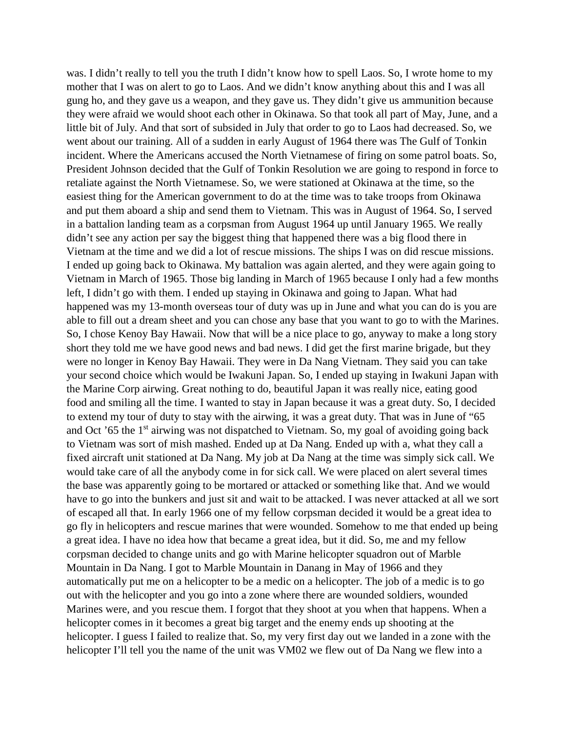was. I didn't really to tell you the truth I didn't know how to spell Laos. So, I wrote home to my mother that I was on alert to go to Laos. And we didn't know anything about this and I was all gung ho, and they gave us a weapon, and they gave us. They didn't give us ammunition because they were afraid we would shoot each other in Okinawa. So that took all part of May, June, and a little bit of July. And that sort of subsided in July that order to go to Laos had decreased. So, we went about our training. All of a sudden in early August of 1964 there was The Gulf of Tonkin incident. Where the Americans accused the North Vietnamese of firing on some patrol boats. So, President Johnson decided that the Gulf of Tonkin Resolution we are going to respond in force to retaliate against the North Vietnamese. So, we were stationed at Okinawa at the time, so the easiest thing for the American government to do at the time was to take troops from Okinawa and put them aboard a ship and send them to Vietnam. This was in August of 1964. So, I served in a battalion landing team as a corpsman from August 1964 up until January 1965. We really didn't see any action per say the biggest thing that happened there was a big flood there in Vietnam at the time and we did a lot of rescue missions. The ships I was on did rescue missions. I ended up going back to Okinawa. My battalion was again alerted, and they were again going to Vietnam in March of 1965. Those big landing in March of 1965 because I only had a few months left, I didn't go with them. I ended up staying in Okinawa and going to Japan. What had happened was my 13-month overseas tour of duty was up in June and what you can do is you are able to fill out a dream sheet and you can chose any base that you want to go to with the Marines. So, I chose Kenoy Bay Hawaii. Now that will be a nice place to go, anyway to make a long story short they told me we have good news and bad news. I did get the first marine brigade, but they were no longer in Kenoy Bay Hawaii. They were in Da Nang Vietnam. They said you can take your second choice which would be Iwakuni Japan. So, I ended up staying in Iwakuni Japan with the Marine Corp airwing. Great nothing to do, beautiful Japan it was really nice, eating good food and smiling all the time. I wanted to stay in Japan because it was a great duty. So, I decided to extend my tour of duty to stay with the airwing, it was a great duty. That was in June of "65 and Oct '65 the 1st airwing was not dispatched to Vietnam. So, my goal of avoiding going back to Vietnam was sort of mish mashed. Ended up at Da Nang. Ended up with a, what they call a fixed aircraft unit stationed at Da Nang. My job at Da Nang at the time was simply sick call. We would take care of all the anybody come in for sick call. We were placed on alert several times the base was apparently going to be mortared or attacked or something like that. And we would have to go into the bunkers and just sit and wait to be attacked. I was never attacked at all we sort of escaped all that. In early 1966 one of my fellow corpsman decided it would be a great idea to go fly in helicopters and rescue marines that were wounded. Somehow to me that ended up being a great idea. I have no idea how that became a great idea, but it did. So, me and my fellow corpsman decided to change units and go with Marine helicopter squadron out of Marble Mountain in Da Nang. I got to Marble Mountain in Danang in May of 1966 and they automatically put me on a helicopter to be a medic on a helicopter. The job of a medic is to go out with the helicopter and you go into a zone where there are wounded soldiers, wounded Marines were, and you rescue them. I forgot that they shoot at you when that happens. When a helicopter comes in it becomes a great big target and the enemy ends up shooting at the helicopter. I guess I failed to realize that. So, my very first day out we landed in a zone with the helicopter I'll tell you the name of the unit was VM02 we flew out of Da Nang we flew into a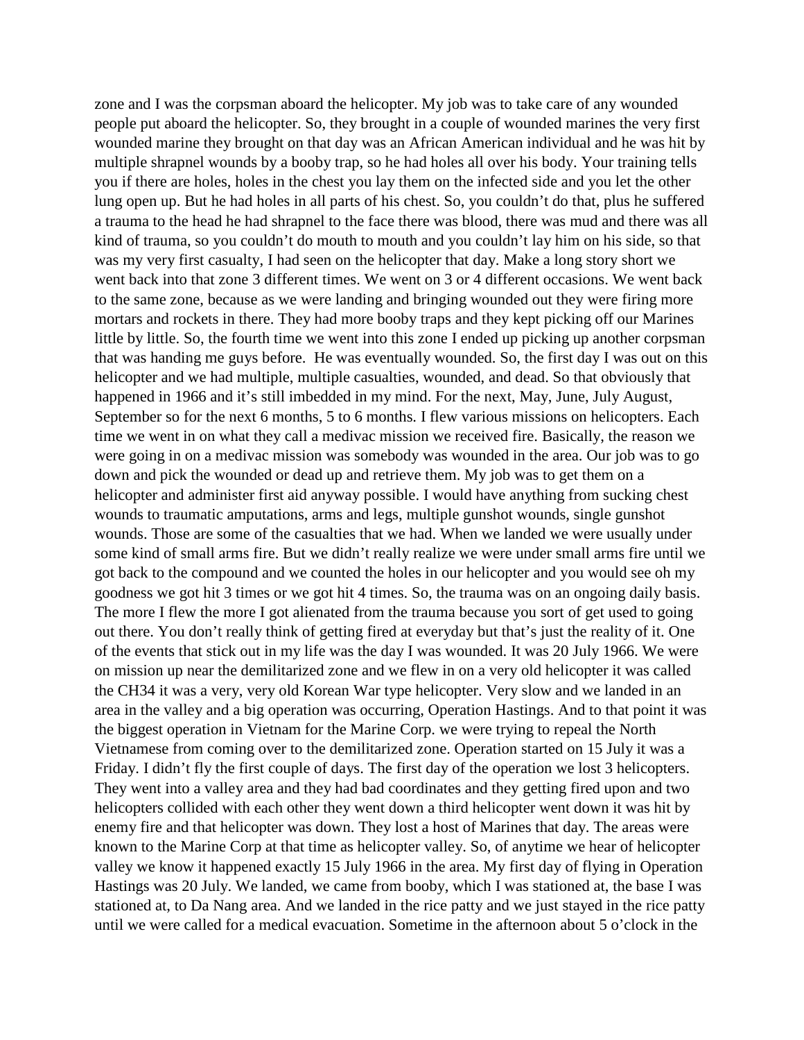zone and I was the corpsman aboard the helicopter. My job was to take care of any wounded people put aboard the helicopter. So, they brought in a couple of wounded marines the very first wounded marine they brought on that day was an African American individual and he was hit by multiple shrapnel wounds by a booby trap, so he had holes all over his body. Your training tells you if there are holes, holes in the chest you lay them on the infected side and you let the other lung open up. But he had holes in all parts of his chest. So, you couldn't do that, plus he suffered a trauma to the head he had shrapnel to the face there was blood, there was mud and there was all kind of trauma, so you couldn't do mouth to mouth and you couldn't lay him on his side, so that was my very first casualty, I had seen on the helicopter that day. Make a long story short we went back into that zone 3 different times. We went on 3 or 4 different occasions. We went back to the same zone, because as we were landing and bringing wounded out they were firing more mortars and rockets in there. They had more booby traps and they kept picking off our Marines little by little. So, the fourth time we went into this zone I ended up picking up another corpsman that was handing me guys before. He was eventually wounded. So, the first day I was out on this helicopter and we had multiple, multiple casualties, wounded, and dead. So that obviously that happened in 1966 and it's still imbedded in my mind. For the next, May, June, July August, September so for the next 6 months, 5 to 6 months. I flew various missions on helicopters. Each time we went in on what they call a medivac mission we received fire. Basically, the reason we were going in on a medivac mission was somebody was wounded in the area. Our job was to go down and pick the wounded or dead up and retrieve them. My job was to get them on a helicopter and administer first aid anyway possible. I would have anything from sucking chest wounds to traumatic amputations, arms and legs, multiple gunshot wounds, single gunshot wounds. Those are some of the casualties that we had. When we landed we were usually under some kind of small arms fire. But we didn't really realize we were under small arms fire until we got back to the compound and we counted the holes in our helicopter and you would see oh my goodness we got hit 3 times or we got hit 4 times. So, the trauma was on an ongoing daily basis. The more I flew the more I got alienated from the trauma because you sort of get used to going out there. You don't really think of getting fired at everyday but that's just the reality of it. One of the events that stick out in my life was the day I was wounded. It was 20 July 1966. We were on mission up near the demilitarized zone and we flew in on a very old helicopter it was called the CH34 it was a very, very old Korean War type helicopter. Very slow and we landed in an area in the valley and a big operation was occurring, Operation Hastings. And to that point it was the biggest operation in Vietnam for the Marine Corp. we were trying to repeal the North Vietnamese from coming over to the demilitarized zone. Operation started on 15 July it was a Friday. I didn't fly the first couple of days. The first day of the operation we lost 3 helicopters. They went into a valley area and they had bad coordinates and they getting fired upon and two helicopters collided with each other they went down a third helicopter went down it was hit by enemy fire and that helicopter was down. They lost a host of Marines that day. The areas were known to the Marine Corp at that time as helicopter valley. So, of anytime we hear of helicopter valley we know it happened exactly 15 July 1966 in the area. My first day of flying in Operation Hastings was 20 July. We landed, we came from booby, which I was stationed at, the base I was stationed at, to Da Nang area. And we landed in the rice patty and we just stayed in the rice patty until we were called for a medical evacuation. Sometime in the afternoon about 5 o'clock in the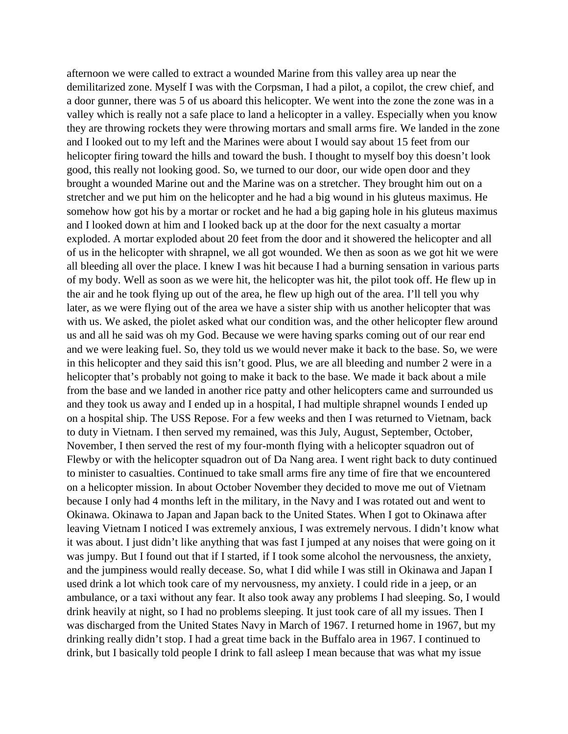afternoon we were called to extract a wounded Marine from this valley area up near the demilitarized zone. Myself I was with the Corpsman, I had a pilot, a copilot, the crew chief, and a door gunner, there was 5 of us aboard this helicopter. We went into the zone the zone was in a valley which is really not a safe place to land a helicopter in a valley. Especially when you know they are throwing rockets they were throwing mortars and small arms fire. We landed in the zone and I looked out to my left and the Marines were about I would say about 15 feet from our helicopter firing toward the hills and toward the bush. I thought to myself boy this doesn't look good, this really not looking good. So, we turned to our door, our wide open door and they brought a wounded Marine out and the Marine was on a stretcher. They brought him out on a stretcher and we put him on the helicopter and he had a big wound in his gluteus maximus. He somehow how got his by a mortar or rocket and he had a big gaping hole in his gluteus maximus and I looked down at him and I looked back up at the door for the next casualty a mortar exploded. A mortar exploded about 20 feet from the door and it showered the helicopter and all of us in the helicopter with shrapnel, we all got wounded. We then as soon as we got hit we were all bleeding all over the place. I knew I was hit because I had a burning sensation in various parts of my body. Well as soon as we were hit, the helicopter was hit, the pilot took off. He flew up in the air and he took flying up out of the area, he flew up high out of the area. I'll tell you why later, as we were flying out of the area we have a sister ship with us another helicopter that was with us. We asked, the piolet asked what our condition was, and the other helicopter flew around us and all he said was oh my God. Because we were having sparks coming out of our rear end and we were leaking fuel. So, they told us we would never make it back to the base. So, we were in this helicopter and they said this isn't good. Plus, we are all bleeding and number 2 were in a helicopter that's probably not going to make it back to the base. We made it back about a mile from the base and we landed in another rice patty and other helicopters came and surrounded us and they took us away and I ended up in a hospital, I had multiple shrapnel wounds I ended up on a hospital ship. The USS Repose. For a few weeks and then I was returned to Vietnam, back to duty in Vietnam. I then served my remained, was this July, August, September, October, November, I then served the rest of my four-month flying with a helicopter squadron out of Flewby or with the helicopter squadron out of Da Nang area. I went right back to duty continued to minister to casualties. Continued to take small arms fire any time of fire that we encountered on a helicopter mission. In about October November they decided to move me out of Vietnam because I only had 4 months left in the military, in the Navy and I was rotated out and went to Okinawa. Okinawa to Japan and Japan back to the United States. When I got to Okinawa after leaving Vietnam I noticed I was extremely anxious, I was extremely nervous. I didn't know what it was about. I just didn't like anything that was fast I jumped at any noises that were going on it was jumpy. But I found out that if I started, if I took some alcohol the nervousness, the anxiety, and the jumpiness would really decease. So, what I did while I was still in Okinawa and Japan I used drink a lot which took care of my nervousness, my anxiety. I could ride in a jeep, or an ambulance, or a taxi without any fear. It also took away any problems I had sleeping. So, I would drink heavily at night, so I had no problems sleeping. It just took care of all my issues. Then I was discharged from the United States Navy in March of 1967. I returned home in 1967, but my drinking really didn't stop. I had a great time back in the Buffalo area in 1967. I continued to drink, but I basically told people I drink to fall asleep I mean because that was what my issue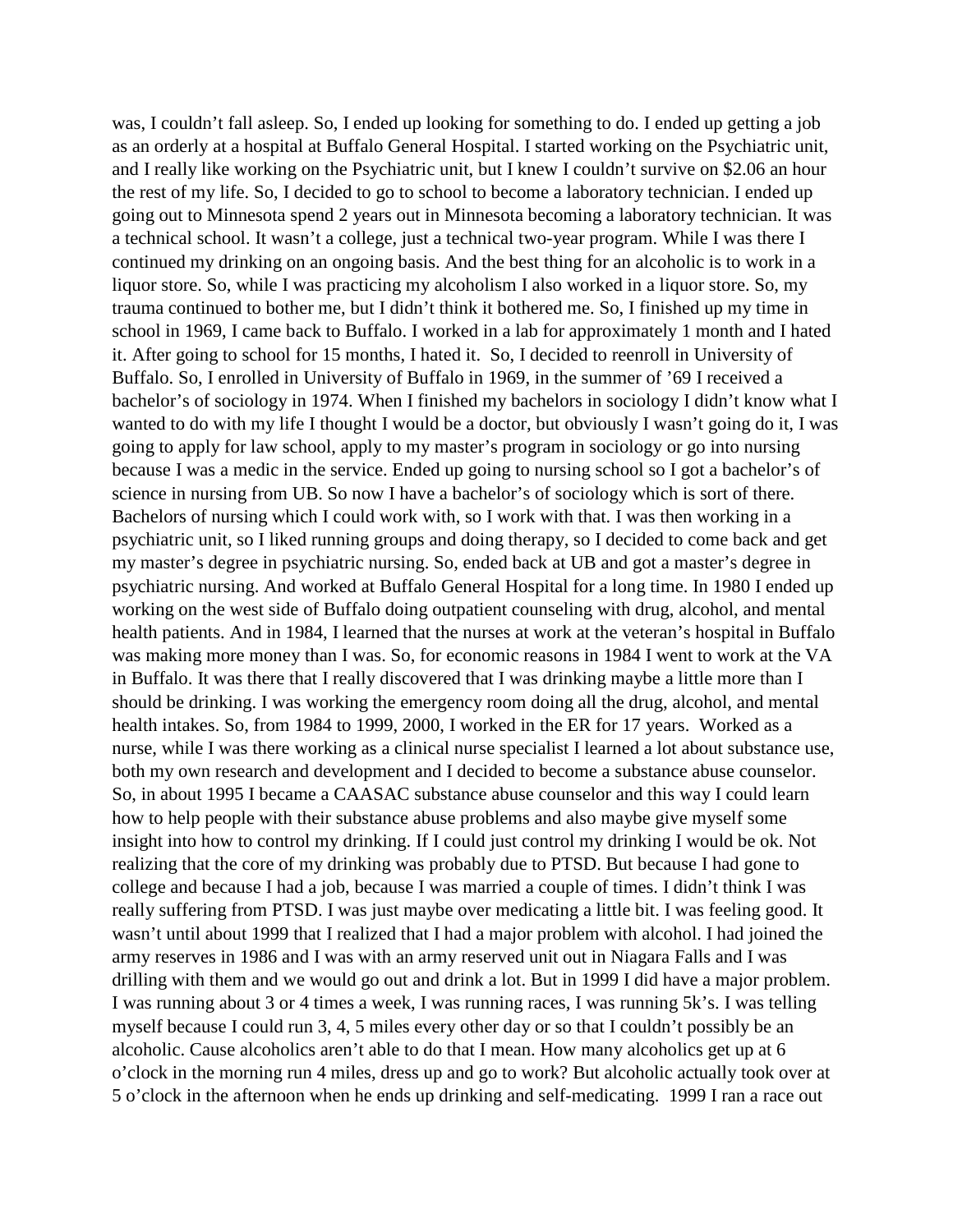was, I couldn't fall asleep. So, I ended up looking for something to do. I ended up getting a job as an orderly at a hospital at Buffalo General Hospital. I started working on the Psychiatric unit, and I really like working on the Psychiatric unit, but I knew I couldn't survive on $2.06 an hour the rest of my life. So, I decided to go to school to become a laboratory technician. I ended up going out to Minnesota spend 2 years out in Minnesota becoming a laboratory technician. It was a technical school. It wasn't a college, just a technical two-year program. While I was there I continued my drinking on an ongoing basis. And the best thing for an alcoholic is to work in a liquor store. So, while I was practicing my alcoholism I also worked in a liquor store. So, my trauma continued to bother me, but I didn't think it bothered me. So, I finished up my time in school in 1969, I came back to Buffalo. I worked in a lab for approximately 1 month and I hated it. After going to school for 15 months, I hated it. So, I decided to reenroll in University of Buffalo. So, I enrolled in University of Buffalo in 1969, in the summer of '69 I received a bachelor's of sociology in 1974. When I finished my bachelors in sociology I didn't know what I wanted to do with my life I thought I would be a doctor, but obviously I wasn't going do it, I was going to apply for law school, apply to my master's program in sociology or go into nursing because I was a medic in the service. Ended up going to nursing school so I got a bachelor's of science in nursing from UB. So now I have a bachelor's of sociology which is sort of there. Bachelors of nursing which I could work with, so I work with that. I was then working in a psychiatric unit, so I liked running groups and doing therapy, so I decided to come back and get my master's degree in psychiatric nursing. So, ended back at UB and got a master's degree in psychiatric nursing. And worked at Buffalo General Hospital for a long time. In 1980 I ended up working on the west side of Buffalo doing outpatient counseling with drug, alcohol, and mental health patients. And in 1984, I learned that the nurses at work at the veteran's hospital in Buffalo was making more money than I was. So, for economic reasons in 1984 I went to work at the VA in Buffalo. It was there that I really discovered that I was drinking maybe a little more than I should be drinking. I was working the emergency room doing all the drug, alcohol, and mental health intakes. So, from 1984 to 1999, 2000, I worked in the ER for 17 years. Worked as a nurse, while I was there working as a clinical nurse specialist I learned a lot about substance use, both my own research and development and I decided to become a substance abuse counselor. So, in about 1995 I became a CAASAC substance abuse counselor and this way I could learn how to help people with their substance abuse problems and also maybe give myself some insight into how to control my drinking. If I could just control my drinking I would be ok. Not realizing that the core of my drinking was probably due to PTSD. But because I had gone to college and because I had a job, because I was married a couple of times. I didn't think I was really suffering from PTSD. I was just maybe over medicating a little bit. I was feeling good. It wasn't until about 1999 that I realized that I had a major problem with alcohol. I had joined the army reserves in 1986 and I was with an army reserved unit out in Niagara Falls and I was drilling with them and we would go out and drink a lot. But in 1999 I did have a major problem. I was running about 3 or 4 times a week, I was running races, I was running 5k's. I was telling myself because I could run 3, 4, 5 miles every other day or so that I couldn't possibly be an alcoholic. Cause alcoholics aren't able to do that I mean. How many alcoholics get up at 6 o'clock in the morning run 4 miles, dress up and go to work? But alcoholic actually took over at 5 o'clock in the afternoon when he ends up drinking and self-medicating. 1999 I ran a race out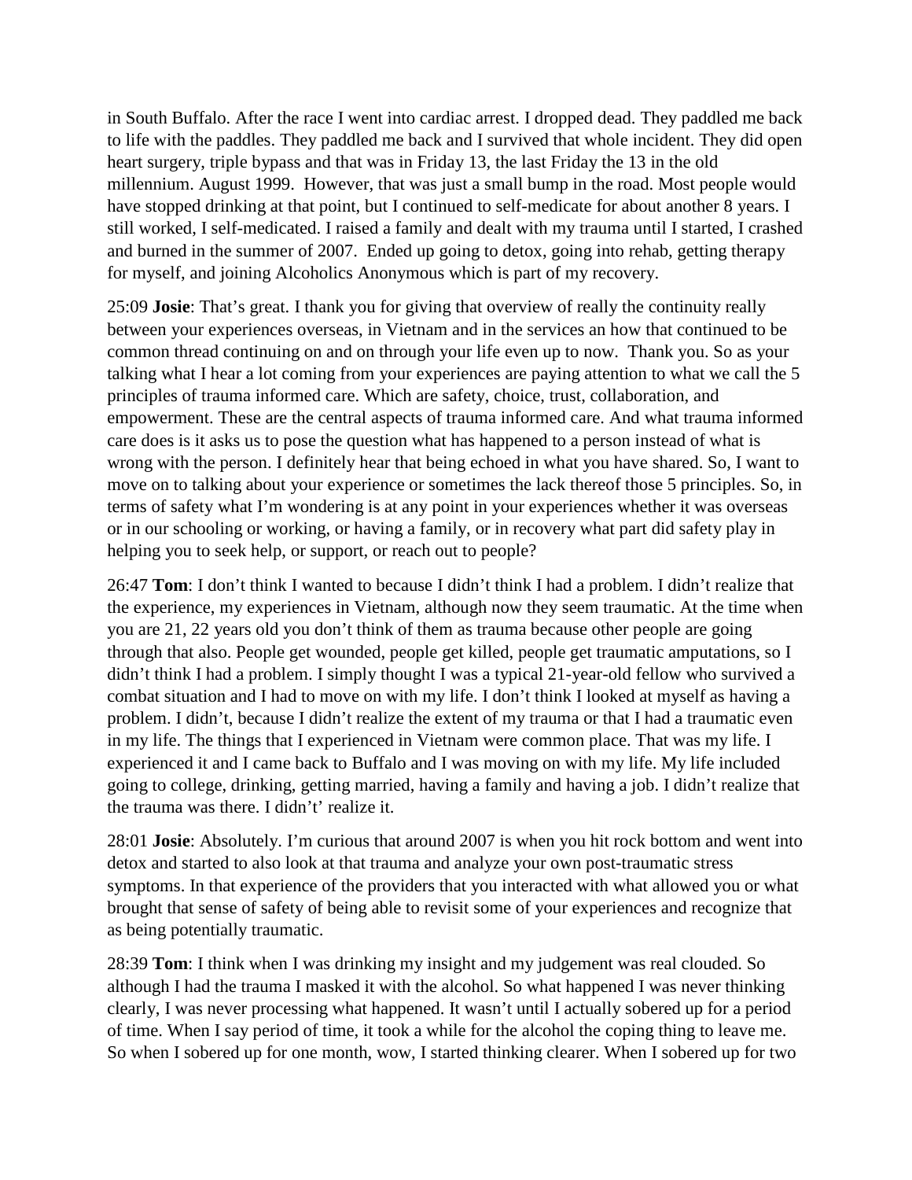in South Buffalo. After the race I went into cardiac arrest. I dropped dead. They paddled me back to life with the paddles. They paddled me back and I survived that whole incident. They did open heart surgery, triple bypass and that was in Friday 13, the last Friday the 13 in the old millennium. August 1999. However, that was just a small bump in the road. Most people would have stopped drinking at that point, but I continued to self-medicate for about another 8 years. I still worked, I self-medicated. I raised a family and dealt with my trauma until I started, I crashed and burned in the summer of 2007. Ended up going to detox, going into rehab, getting therapy for myself, and joining Alcoholics Anonymous which is part of my recovery.

25:09 **Josie**: That's great. I thank you for giving that overview of really the continuity really between your experiences overseas, in Vietnam and in the services an how that continued to be common thread continuing on and on through your life even up to now. Thank you. So as your talking what I hear a lot coming from your experiences are paying attention to what we call the 5 principles of trauma informed care. Which are safety, choice, trust, collaboration, and empowerment. These are the central aspects of trauma informed care. And what trauma informed care does is it asks us to pose the question what has happened to a person instead of what is wrong with the person. I definitely hear that being echoed in what you have shared. So, I want to move on to talking about your experience or sometimes the lack thereof those 5 principles. So, in terms of safety what I'm wondering is at any point in your experiences whether it was overseas or in our schooling or working, or having a family, or in recovery what part did safety play in helping you to seek help, or support, or reach out to people?

26:47 **Tom**: I don't think I wanted to because I didn't think I had a problem. I didn't realize that the experience, my experiences in Vietnam, although now they seem traumatic. At the time when you are 21, 22 years old you don't think of them as trauma because other people are going through that also. People get wounded, people get killed, people get traumatic amputations, so I didn't think I had a problem. I simply thought I was a typical 21-year-old fellow who survived a combat situation and I had to move on with my life. I don't think I looked at myself as having a problem. I didn't, because I didn't realize the extent of my trauma or that I had a traumatic even in my life. The things that I experienced in Vietnam were common place. That was my life. I experienced it and I came back to Buffalo and I was moving on with my life. My life included going to college, drinking, getting married, having a family and having a job. I didn't realize that the trauma was there. I didn't' realize it.

28:01 **Josie**: Absolutely. I'm curious that around 2007 is when you hit rock bottom and went into detox and started to also look at that trauma and analyze your own post-traumatic stress symptoms. In that experience of the providers that you interacted with what allowed you or what brought that sense of safety of being able to revisit some of your experiences and recognize that as being potentially traumatic.

28:39 **Tom**: I think when I was drinking my insight and my judgement was real clouded. So although I had the trauma I masked it with the alcohol. So what happened I was never thinking clearly, I was never processing what happened. It wasn't until I actually sobered up for a period of time. When I say period of time, it took a while for the alcohol the coping thing to leave me. So when I sobered up for one month, wow, I started thinking clearer. When I sobered up for two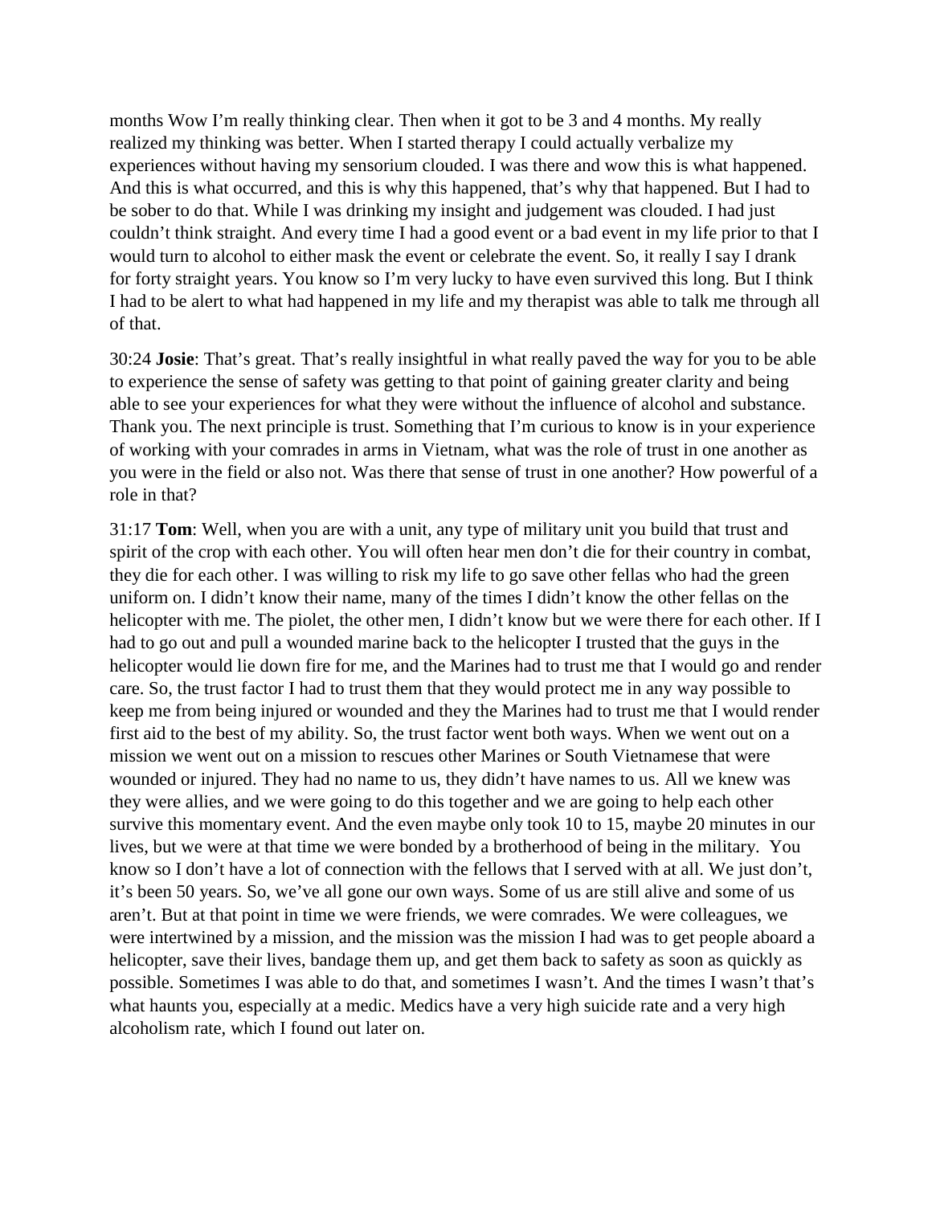months Wow I'm really thinking clear. Then when it got to be 3 and 4 months. My really realized my thinking was better. When I started therapy I could actually verbalize my experiences without having my sensorium clouded. I was there and wow this is what happened. And this is what occurred, and this is why this happened, that's why that happened. But I had to be sober to do that. While I was drinking my insight and judgement was clouded. I had just couldn't think straight. And every time I had a good event or a bad event in my life prior to that I would turn to alcohol to either mask the event or celebrate the event. So, it really I say I drank for forty straight years. You know so I'm very lucky to have even survived this long. But I think I had to be alert to what had happened in my life and my therapist was able to talk me through all of that.

30:24 **Josie**: That's great. That's really insightful in what really paved the way for you to be able to experience the sense of safety was getting to that point of gaining greater clarity and being able to see your experiences for what they were without the influence of alcohol and substance. Thank you. The next principle is trust. Something that I'm curious to know is in your experience of working with your comrades in arms in Vietnam, what was the role of trust in one another as you were in the field or also not. Was there that sense of trust in one another? How powerful of a role in that?

31:17 **Tom**: Well, when you are with a unit, any type of military unit you build that trust and spirit of the crop with each other. You will often hear men don't die for their country in combat, they die for each other. I was willing to risk my life to go save other fellas who had the green uniform on. I didn't know their name, many of the times I didn't know the other fellas on the helicopter with me. The piolet, the other men, I didn't know but we were there for each other. If I had to go out and pull a wounded marine back to the helicopter I trusted that the guys in the helicopter would lie down fire for me, and the Marines had to trust me that I would go and render care. So, the trust factor I had to trust them that they would protect me in any way possible to keep me from being injured or wounded and they the Marines had to trust me that I would render first aid to the best of my ability. So, the trust factor went both ways. When we went out on a mission we went out on a mission to rescues other Marines or South Vietnamese that were wounded or injured. They had no name to us, they didn't have names to us. All we knew was they were allies, and we were going to do this together and we are going to help each other survive this momentary event. And the even maybe only took 10 to 15, maybe 20 minutes in our lives, but we were at that time we were bonded by a brotherhood of being in the military. You know so I don't have a lot of connection with the fellows that I served with at all. We just don't, it's been 50 years. So, we've all gone our own ways. Some of us are still alive and some of us aren't. But at that point in time we were friends, we were comrades. We were colleagues, we were intertwined by a mission, and the mission was the mission I had was to get people aboard a helicopter, save their lives, bandage them up, and get them back to safety as soon as quickly as possible. Sometimes I was able to do that, and sometimes I wasn't. And the times I wasn't that's what haunts you, especially at a medic. Medics have a very high suicide rate and a very high alcoholism rate, which I found out later on.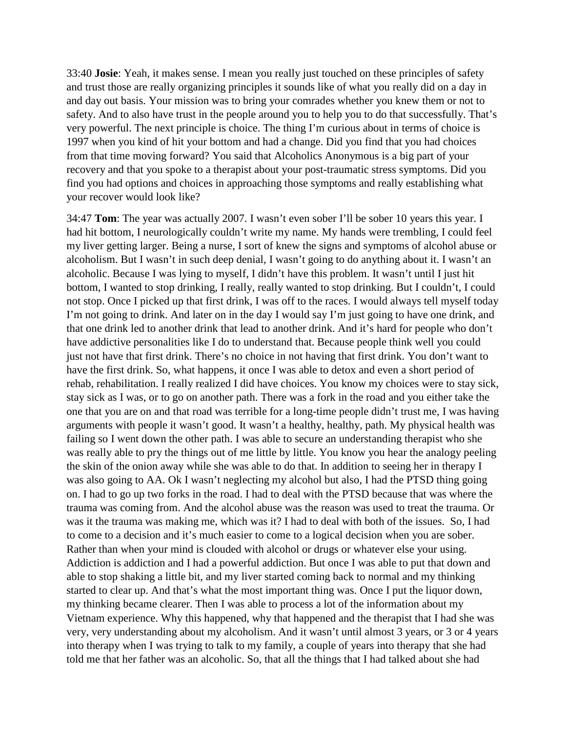33:40 **Josie**: Yeah, it makes sense. I mean you really just touched on these principles of safety and trust those are really organizing principles it sounds like of what you really did on a day in and day out basis. Your mission was to bring your comrades whether you knew them or not to safety. And to also have trust in the people around you to help you to do that successfully. That's very powerful. The next principle is choice. The thing I'm curious about in terms of choice is 1997 when you kind of hit your bottom and had a change. Did you find that you had choices from that time moving forward? You said that Alcoholics Anonymous is a big part of your recovery and that you spoke to a therapist about your post-traumatic stress symptoms. Did you find you had options and choices in approaching those symptoms and really establishing what your recover would look like?

34:47 **Tom**: The year was actually 2007. I wasn't even sober I'll be sober 10 years this year. I had hit bottom, I neurologically couldn't write my name. My hands were trembling, I could feel my liver getting larger. Being a nurse, I sort of knew the signs and symptoms of alcohol abuse or alcoholism. But I wasn't in such deep denial, I wasn't going to do anything about it. I wasn't an alcoholic. Because I was lying to myself, I didn't have this problem. It wasn't until I just hit bottom, I wanted to stop drinking, I really, really wanted to stop drinking. But I couldn't, I could not stop. Once I picked up that first drink, I was off to the races. I would always tell myself today I'm not going to drink. And later on in the day I would say I'm just going to have one drink, and that one drink led to another drink that lead to another drink. And it's hard for people who don't have addictive personalities like I do to understand that. Because people think well you could just not have that first drink. There's no choice in not having that first drink. You don't want to have the first drink. So, what happens, it once I was able to detox and even a short period of rehab, rehabilitation. I really realized I did have choices. You know my choices were to stay sick, stay sick as I was, or to go on another path. There was a fork in the road and you either take the one that you are on and that road was terrible for a long-time people didn't trust me, I was having arguments with people it wasn't good. It wasn't a healthy, healthy, path. My physical health was failing so I went down the other path. I was able to secure an understanding therapist who she was really able to pry the things out of me little by little. You know you hear the analogy peeling the skin of the onion away while she was able to do that. In addition to seeing her in therapy I was also going to AA. Ok I wasn't neglecting my alcohol but also, I had the PTSD thing going on. I had to go up two forks in the road. I had to deal with the PTSD because that was where the trauma was coming from. And the alcohol abuse was the reason was used to treat the trauma. Or was it the trauma was making me, which was it? I had to deal with both of the issues. So, I had to come to a decision and it's much easier to come to a logical decision when you are sober. Rather than when your mind is clouded with alcohol or drugs or whatever else your using. Addiction is addiction and I had a powerful addiction. But once I was able to put that down and able to stop shaking a little bit, and my liver started coming back to normal and my thinking started to clear up. And that's what the most important thing was. Once I put the liquor down, my thinking became clearer. Then I was able to process a lot of the information about my Vietnam experience. Why this happened, why that happened and the therapist that I had she was very, very understanding about my alcoholism. And it wasn't until almost 3 years, or 3 or 4 years into therapy when I was trying to talk to my family, a couple of years into therapy that she had told me that her father was an alcoholic. So, that all the things that I had talked about she had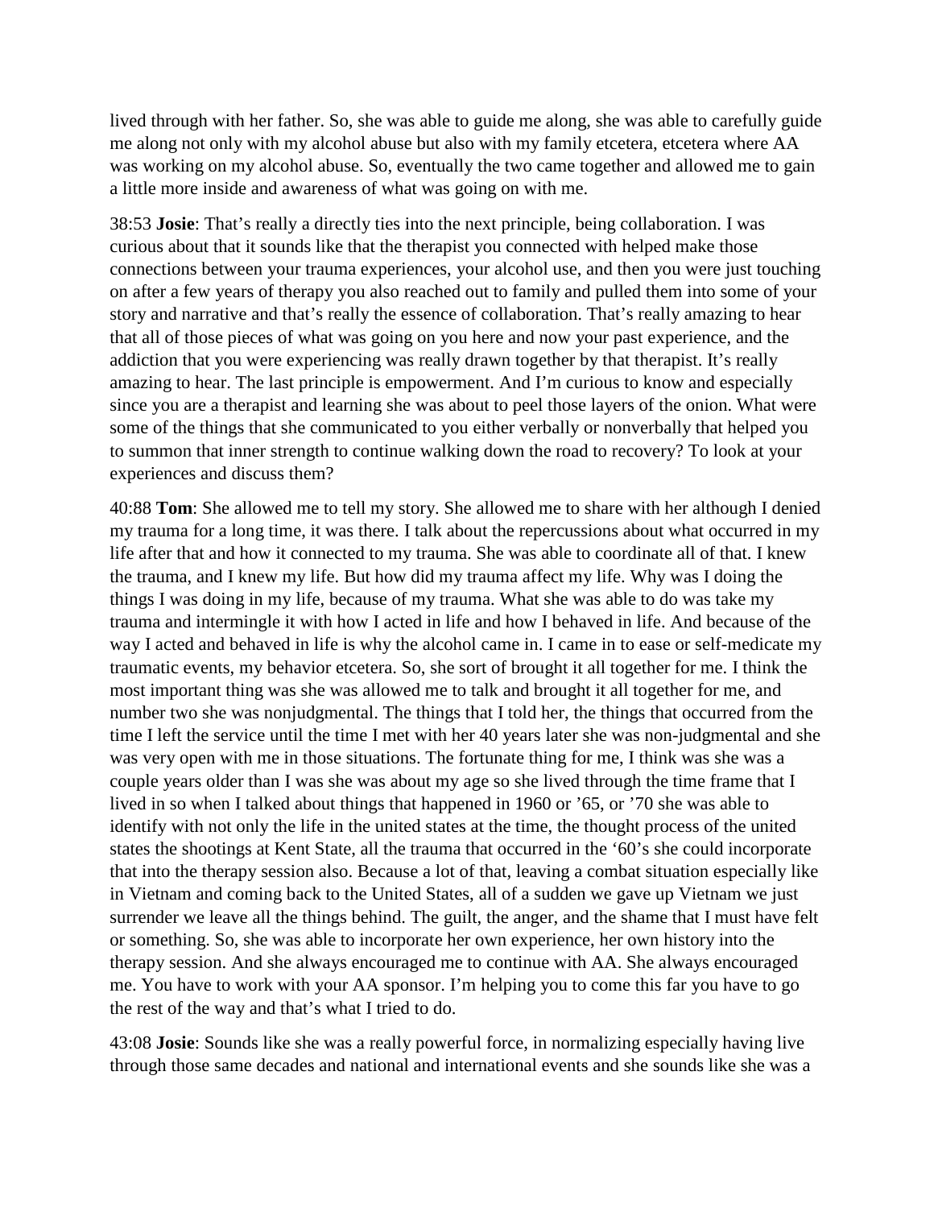lived through with her father. So, she was able to guide me along, she was able to carefully guide me along not only with my alcohol abuse but also with my family etcetera, etcetera where AA was working on my alcohol abuse. So, eventually the two came together and allowed me to gain a little more inside and awareness of what was going on with me.

38:53 **Josie**: That's really a directly ties into the next principle, being collaboration. I was curious about that it sounds like that the therapist you connected with helped make those connections between your trauma experiences, your alcohol use, and then you were just touching on after a few years of therapy you also reached out to family and pulled them into some of your story and narrative and that's really the essence of collaboration. That's really amazing to hear that all of those pieces of what was going on you here and now your past experience, and the addiction that you were experiencing was really drawn together by that therapist. It's really amazing to hear. The last principle is empowerment. And I'm curious to know and especially since you are a therapist and learning she was about to peel those layers of the onion. What were some of the things that she communicated to you either verbally or nonverbally that helped you to summon that inner strength to continue walking down the road to recovery? To look at your experiences and discuss them?

40:88 **Tom**: She allowed me to tell my story. She allowed me to share with her although I denied my trauma for a long time, it was there. I talk about the repercussions about what occurred in my life after that and how it connected to my trauma. She was able to coordinate all of that. I knew the trauma, and I knew my life. But how did my trauma affect my life. Why was I doing the things I was doing in my life, because of my trauma. What she was able to do was take my trauma and intermingle it with how I acted in life and how I behaved in life. And because of the way I acted and behaved in life is why the alcohol came in. I came in to ease or self-medicate my traumatic events, my behavior etcetera. So, she sort of brought it all together for me. I think the most important thing was she was allowed me to talk and brought it all together for me, and number two she was nonjudgmental. The things that I told her, the things that occurred from the time I left the service until the time I met with her 40 years later she was non-judgmental and she was very open with me in those situations. The fortunate thing for me, I think was she was a couple years older than I was she was about my age so she lived through the time frame that I lived in so when I talked about things that happened in 1960 or '65, or '70 she was able to identify with not only the life in the united states at the time, the thought process of the united states the shootings at Kent State, all the trauma that occurred in the '60's she could incorporate that into the therapy session also. Because a lot of that, leaving a combat situation especially like in Vietnam and coming back to the United States, all of a sudden we gave up Vietnam we just surrender we leave all the things behind. The guilt, the anger, and the shame that I must have felt or something. So, she was able to incorporate her own experience, her own history into the therapy session. And she always encouraged me to continue with AA. She always encouraged me. You have to work with your AA sponsor. I'm helping you to come this far you have to go the rest of the way and that's what I tried to do.

43:08 **Josie**: Sounds like she was a really powerful force, in normalizing especially having live through those same decades and national and international events and she sounds like she was a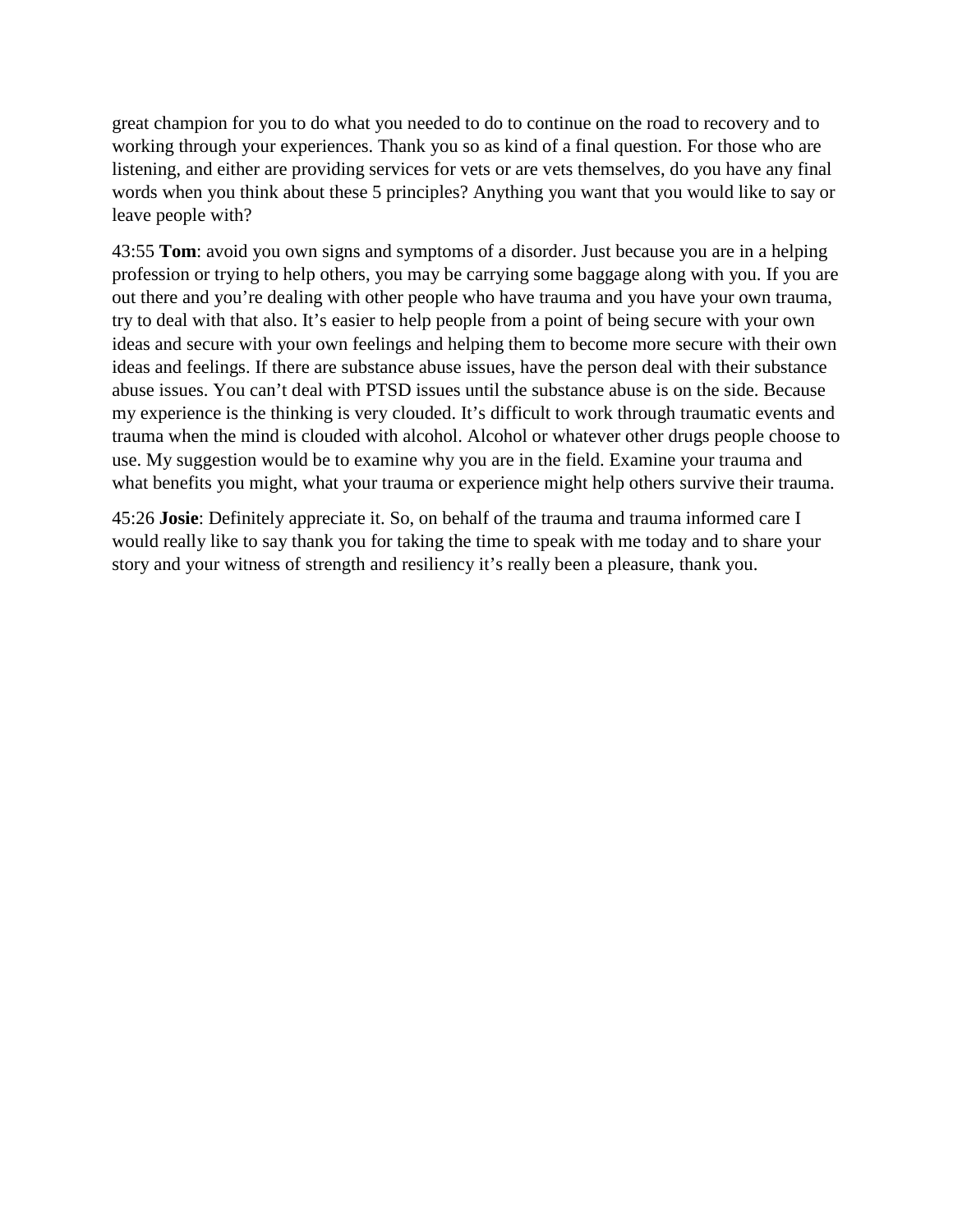great champion for you to do what you needed to do to continue on the road to recovery and to working through your experiences. Thank you so as kind of a final question. For those who are listening, and either are providing services for vets or are vets themselves, do you have any final words when you think about these 5 principles? Anything you want that you would like to say or leave people with?

43:55 **Tom**: avoid you own signs and symptoms of a disorder. Just because you are in a helping profession or trying to help others, you may be carrying some baggage along with you. If you are out there and you're dealing with other people who have trauma and you have your own trauma, try to deal with that also. It's easier to help people from a point of being secure with your own ideas and secure with your own feelings and helping them to become more secure with their own ideas and feelings. If there are substance abuse issues, have the person deal with their substance abuse issues. You can't deal with PTSD issues until the substance abuse is on the side. Because my experience is the thinking is very clouded. It's difficult to work through traumatic events and trauma when the mind is clouded with alcohol. Alcohol or whatever other drugs people choose to use. My suggestion would be to examine why you are in the field. Examine your trauma and what benefits you might, what your trauma or experience might help others survive their trauma.

45:26 **Josie**: Definitely appreciate it. So, on behalf of the trauma and trauma informed care I would really like to say thank you for taking the time to speak with me today and to share your story and your witness of strength and resiliency it's really been a pleasure, thank you.